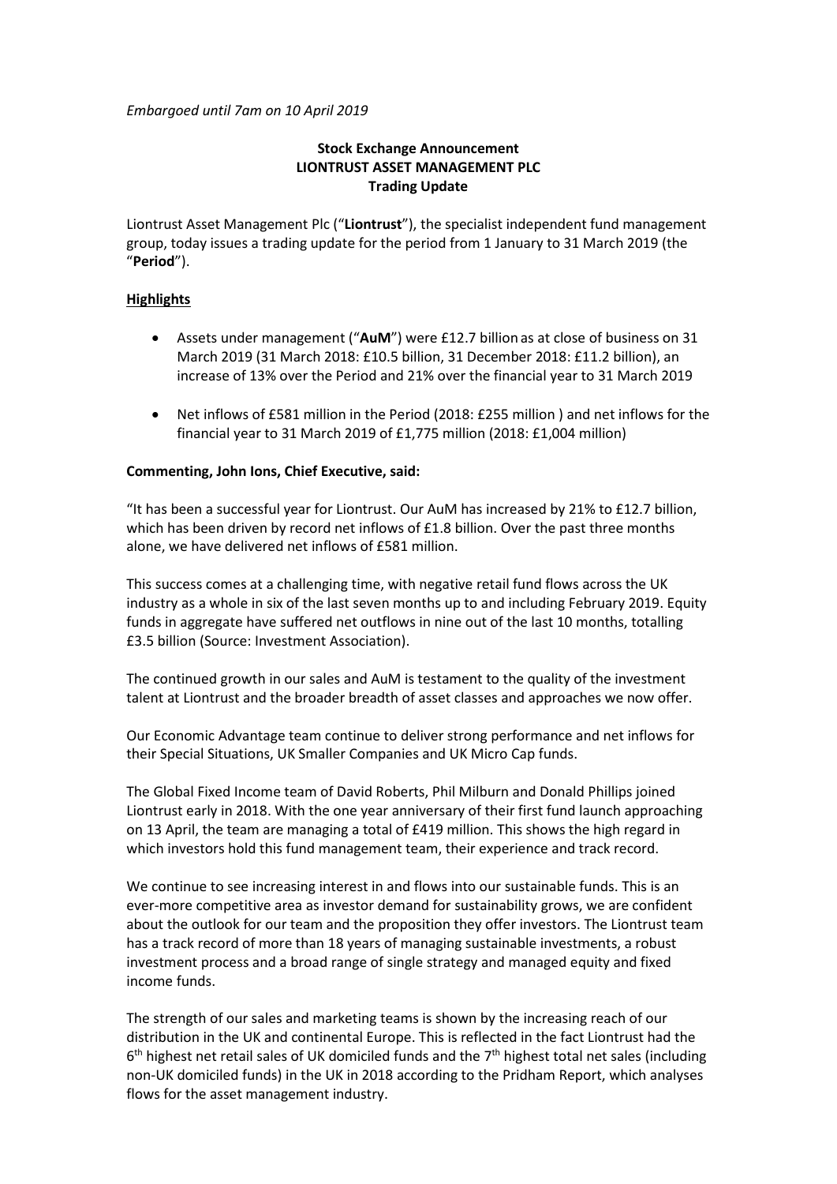*Embargoed until 7am on 10 April 2019*

**Stock Exchange Announcement**
**LIONTRUST ASSET MANAGEMENT PLC**
**Trading Update**

Liontrust Asset Management Plc ("**Liontrust**"), the specialist independent fund management group, today issues a trading update for the period from 1 January to 31 March 2019 (the "**Period**").

## Highlights

- Assets under management ("**AuM**") were £12.7 billion as at close of business on 31 March 2019 (31 March 2018: £10.5 billion, 31 December 2018: £11.2 billion), an increase of 13% over the Period and 21% over the financial year to 31 March 2019
- Net inflows of £581 million in the Period (2018: £255 million ) and net inflows for the financial year to 31 March 2019 of £1,775 million (2018: £1,004 million)

**Commenting, John Ions, Chief Executive, said:**

"It has been a successful year for Liontrust. Our AuM has increased by 21% to £12.7 billion, which has been driven by record net inflows of £1.8 billion. Over the past three months alone, we have delivered net inflows of £581 million.

This success comes at a challenging time, with negative retail fund flows across the UK industry as a whole in six of the last seven months up to and including February 2019. Equity funds in aggregate have suffered net outflows in nine out of the last 10 months, totalling £3.5 billion (Source: Investment Association).

The continued growth in our sales and AuM is testament to the quality of the investment talent at Liontrust and the broader breadth of asset classes and approaches we now offer.

Our Economic Advantage team continue to deliver strong performance and net inflows for their Special Situations, UK Smaller Companies and UK Micro Cap funds.

The Global Fixed Income team of David Roberts, Phil Milburn and Donald Phillips joined Liontrust early in 2018. With the one year anniversary of their first fund launch approaching on 13 April, the team are managing a total of £419 million. This shows the high regard in which investors hold this fund management team, their experience and track record.

We continue to see increasing interest in and flows into our sustainable funds. This is an ever-more competitive area as investor demand for sustainability grows, we are confident about the outlook for our team and the proposition they offer investors. The Liontrust team has a track record of more than 18 years of managing sustainable investments, a robust investment process and a broad range of single strategy and managed equity and fixed income funds.

The strength of our sales and marketing teams is shown by the increasing reach of our distribution in the UK and continental Europe. This is reflected in the fact Liontrust had the 6th highest net retail sales of UK domiciled funds and the 7th highest total net sales (including non-UK domiciled funds) in the UK in 2018 according to the Pridham Report, which analyses flows for the asset management industry.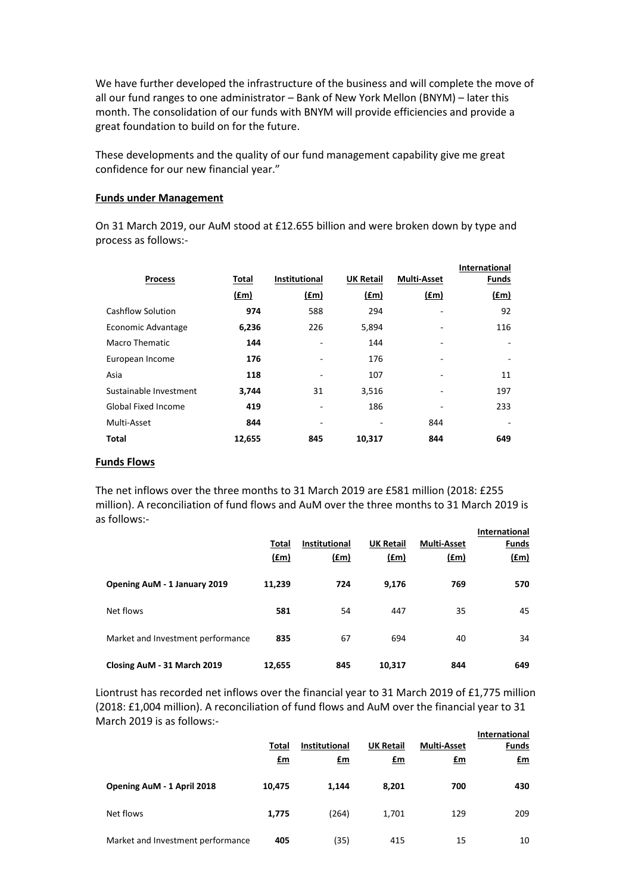We have further developed the infrastructure of the business and will complete the move of all our fund ranges to one administrator – Bank of New York Mellon (BNYM) – later this month. The consolidation of our funds with BNYM will provide efficiencies and provide a great foundation to build on for the future.

These developments and the quality of our fund management capability give me great confidence for our new financial year."

**Funds under Management**

On 31 March 2019, our AuM stood at £12.655 billion and were broken down by type and process as follows:-

| Process | Total (£m) | Institutional (£m) | UK Retail (£m) | Multi-Asset (£m) | International Funds (£m) |
|---|---|---|---|---|---|
| Cashflow Solution | **974** | 588 | 294 | - | 92 |
| Economic Advantage | **6,236** | 226 | 5,894 | - | 116 |
| Macro Thematic | **144** | - | 144 | - | - |
| European Income | **176** | - | 176 | - | - |
| Asia | **118** | - | 107 | - | 11 |
| Sustainable Investment | **3,744** | 31 | 3,516 | - | 197 |
| Global Fixed Income | **419** | - | 186 | - | 233 |
| Multi-Asset | **844** | - | - | 844 | - |
| **Total** | **12,655** | **845** | **10,317** | **844** | **649** |

**Funds Flows**

The net inflows over the three months to 31 March 2019 are £581 million (2018: £255 million). A reconciliation of fund flows and AuM over the three months to 31 March 2019 is as follows:-

| | Total (£m) | Institutional (£m) | UK Retail (£m) | Multi-Asset (£m) | International Funds (£m) |
|---|---|---|---|---|---|
| **Opening AuM - 1 January 2019** | **11,239** | **724** | **9,176** | **769** | **570** |
| Net flows | **581** | 54 | 447 | 35 | 45 |
| Market and Investment performance | **835** | 67 | 694 | 40 | 34 |
| **Closing AuM - 31 March 2019** | **12,655** | **845** | **10,317** | **844** | **649** |

Liontrust has recorded net inflows over the financial year to 31 March 2019 of £1,775 million (2018: £1,004 million). A reconciliation of fund flows and AuM over the financial year to 31 March 2019 is as follows:-

| | Total £m | Institutional £m | UK Retail £m | Multi-Asset £m | International Funds £m |
|---|---|---|---|---|---|
| **Opening AuM - 1 April 2018** | **10,475** | **1,144** | **8,201** | **700** | **430** |
| Net flows | **1,775** | (264) | 1,701 | 129 | 209 |
| Market and Investment performance | **405** | (35) | 415 | 15 | 10 |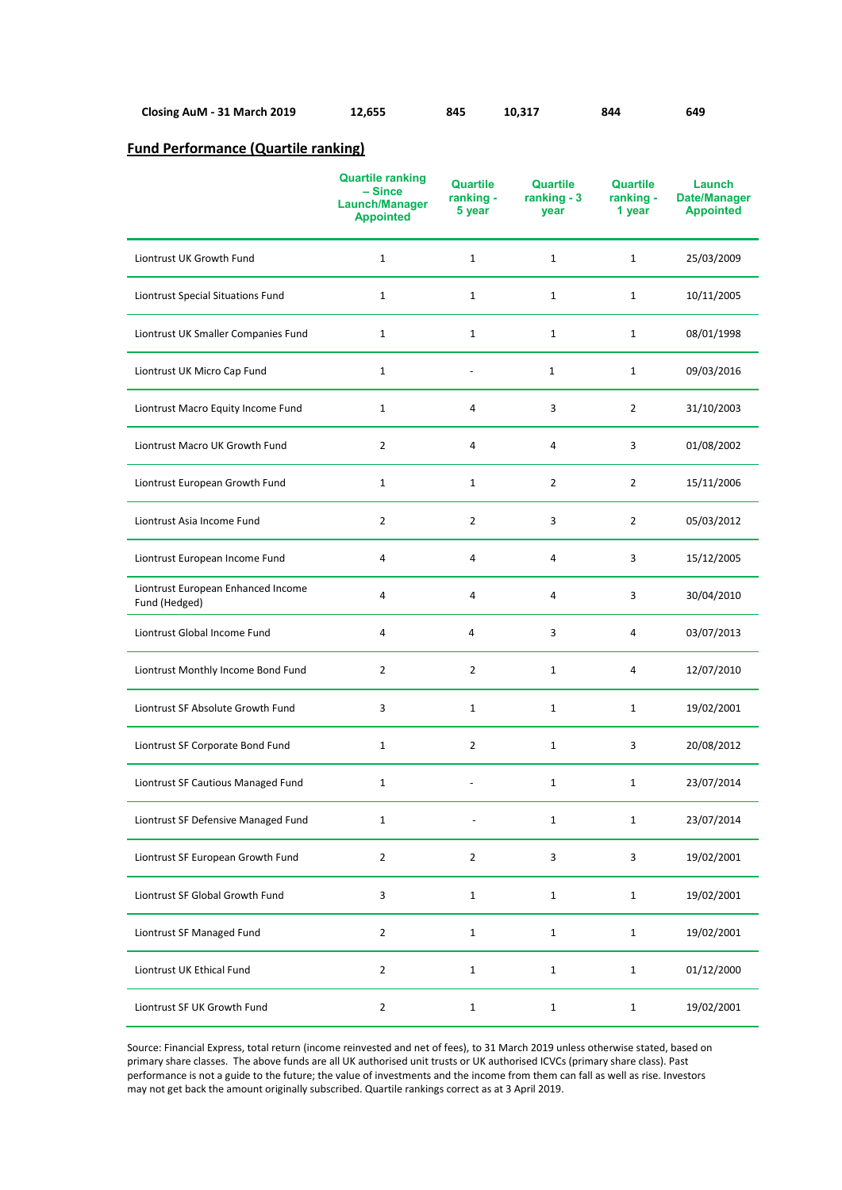| Closing AuM - 31 March 2019 | 12,655 | 845 | 10,317 | 844 | 649 |
|---|---|---|---|---|---|

## Fund Performance (Quartile ranking)

| | Quartile ranking – Since Launch/Manager Appointed | Quartile ranking - 5 year | Quartile ranking - 3 year | Quartile ranking - 1 year | Launch Date/Manager Appointed |
|---|---|---|---|---|---|
| Liontrust UK Growth Fund | 1 | 1 | 1 | 1 | 25/03/2009 |
| Liontrust Special Situations Fund | 1 | 1 | 1 | 1 | 10/11/2005 |
| Liontrust UK Smaller Companies Fund | 1 | 1 | 1 | 1 | 08/01/1998 |
| Liontrust UK Micro Cap Fund | 1 | - | 1 | 1 | 09/03/2016 |
| Liontrust Macro Equity Income Fund | 1 | 4 | 3 | 2 | 31/10/2003 |
| Liontrust Macro UK Growth Fund | 2 | 4 | 4 | 3 | 01/08/2002 |
| Liontrust European Growth Fund | 1 | 1 | 2 | 2 | 15/11/2006 |
| Liontrust Asia Income Fund | 2 | 2 | 3 | 2 | 05/03/2012 |
| Liontrust European Income Fund | 4 | 4 | 4 | 3 | 15/12/2005 |
| Liontrust European Enhanced Income Fund (Hedged) | 4 | 4 | 4 | 3 | 30/04/2010 |
| Liontrust Global Income Fund | 4 | 4 | 3 | 4 | 03/07/2013 |
| Liontrust Monthly Income Bond Fund | 2 | 2 | 1 | 4 | 12/07/2010 |
| Liontrust SF Absolute Growth Fund | 3 | 1 | 1 | 1 | 19/02/2001 |
| Liontrust SF Corporate Bond Fund | 1 | 2 | 1 | 3 | 20/08/2012 |
| Liontrust SF Cautious Managed Fund | 1 | - | 1 | 1 | 23/07/2014 |
| Liontrust SF Defensive Managed Fund | 1 | - | 1 | 1 | 23/07/2014 |
| Liontrust SF European Growth Fund | 2 | 2 | 3 | 3 | 19/02/2001 |
| Liontrust SF Global Growth Fund | 3 | 1 | 1 | 1 | 19/02/2001 |
| Liontrust SF Managed Fund | 2 | 1 | 1 | 1 | 19/02/2001 |
| Liontrust UK Ethical Fund | 2 | 1 | 1 | 1 | 01/12/2000 |
| Liontrust SF UK Growth Fund | 2 | 1 | 1 | 1 | 19/02/2001 |

Source: Financial Express, total return (income reinvested and net of fees), to 31 March 2019 unless otherwise stated, based on primary share classes. The above funds are all UK authorised unit trusts or UK authorised ICVCs (primary share class). Past performance is not a guide to the future; the value of investments and the income from them can fall as well as rise. Investors may not get back the amount originally subscribed. Quartile rankings correct as at 3 April 2019.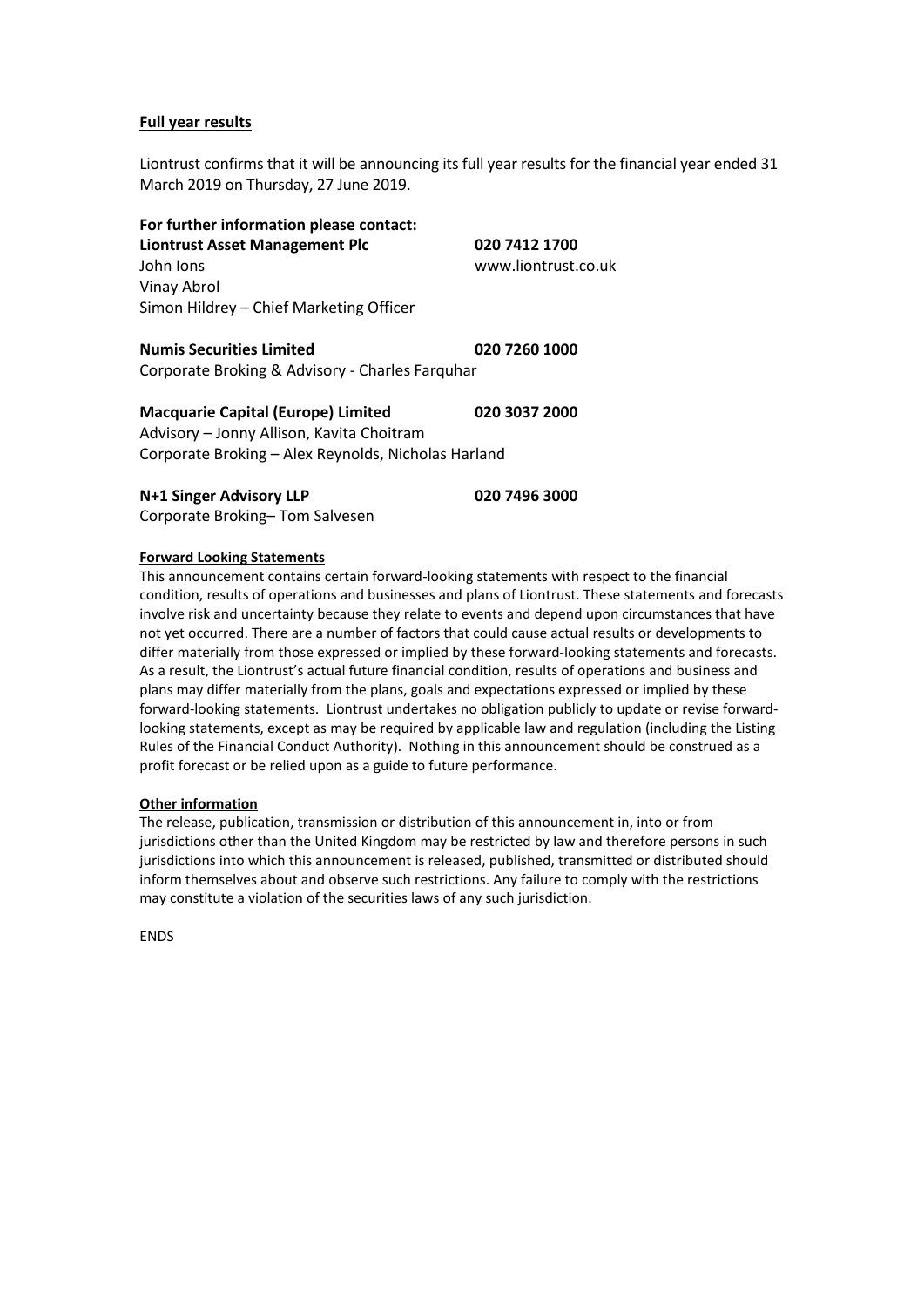**Full year results**

Liontrust confirms that it will be announcing its full year results for the financial year ended 31 March 2019 on Thursday, 27 June 2019.

**For further information please contact:**

**Liontrust Asset Management Plc** **020 7412 1700**
John Ions www.liontrust.co.uk
Vinay Abrol
Simon Hildrey – Chief Marketing Officer

**Numis Securities Limited** **020 7260 1000**
Corporate Broking & Advisory - Charles Farquhar

**Macquarie Capital (Europe) Limited** **020 3037 2000**
Advisory – Jonny Allison, Kavita Choitram
Corporate Broking – Alex Reynolds, Nicholas Harland

**N+1 Singer Advisory LLP** **020 7496 3000**
Corporate Broking– Tom Salvesen

**Forward Looking Statements**

This announcement contains certain forward-looking statements with respect to the financial condition, results of operations and businesses and plans of Liontrust. These statements and forecasts involve risk and uncertainty because they relate to events and depend upon circumstances that have not yet occurred. There are a number of factors that could cause actual results or developments to differ materially from those expressed or implied by these forward-looking statements and forecasts. As a result, the Liontrust's actual future financial condition, results of operations and business and plans may differ materially from the plans, goals and expectations expressed or implied by these forward-looking statements. Liontrust undertakes no obligation publicly to update or revise forward-looking statements, except as may be required by applicable law and regulation (including the Listing Rules of the Financial Conduct Authority). Nothing in this announcement should be construed as a profit forecast or be relied upon as a guide to future performance.

**Other information**

The release, publication, transmission or distribution of this announcement in, into or from jurisdictions other than the United Kingdom may be restricted by law and therefore persons in such jurisdictions into which this announcement is released, published, transmitted or distributed should inform themselves about and observe such restrictions. Any failure to comply with the restrictions may constitute a violation of the securities laws of any such jurisdiction.

ENDS